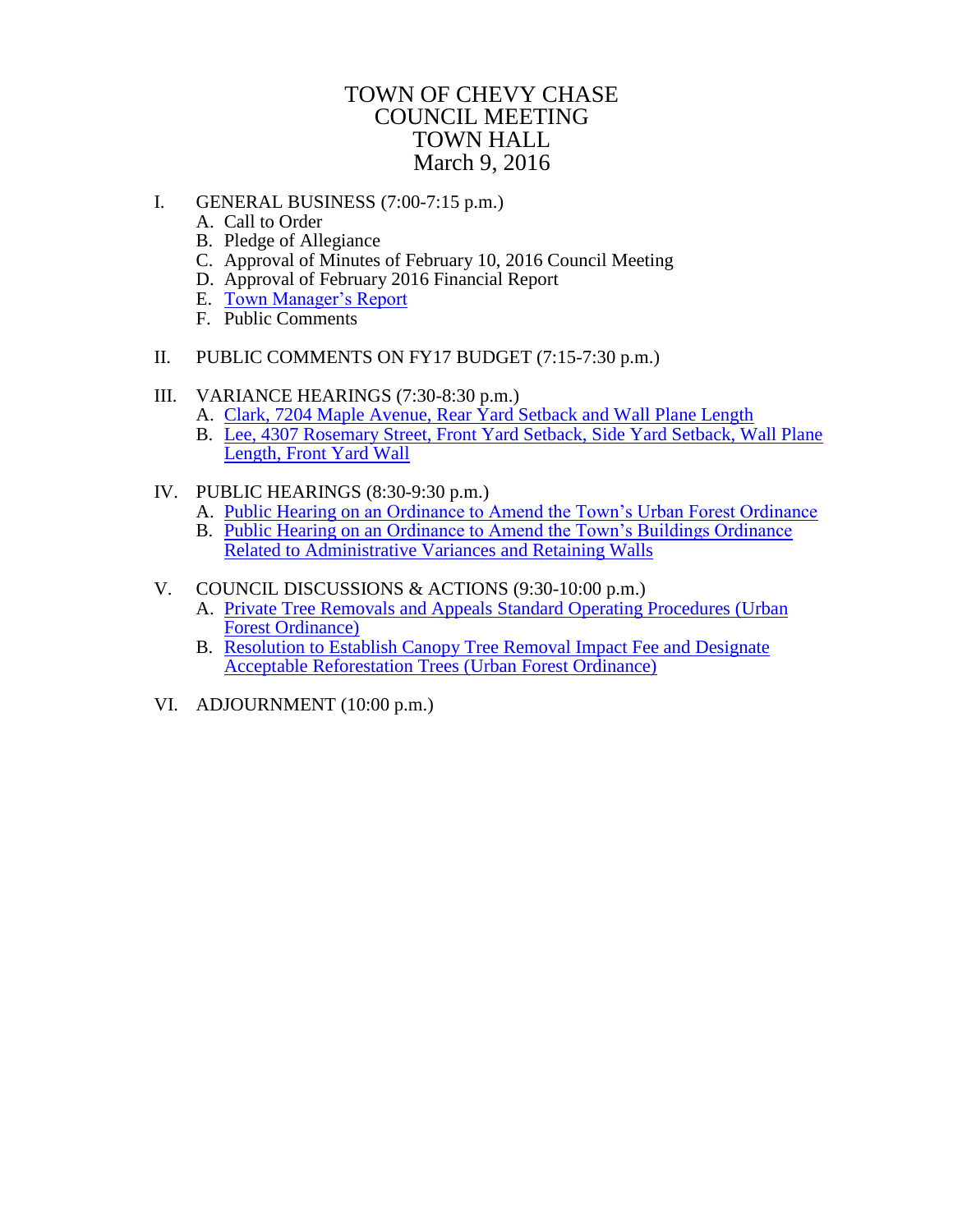# TOWN OF CHEVY CHASE
# COUNCIL MEETING
# TOWN HALL
# March 9, 2016

I. GENERAL BUSINESS (7:00-7:15 p.m.)
   A. Call to Order
   B. Pledge of Allegiance
   C. Approval of Minutes of February 10, 2016 Council Meeting
   D. Approval of February 2016 Financial Report
   E. Town Manager's Report
   F. Public Comments

II. PUBLIC COMMENTS ON FY17 BUDGET (7:15-7:30 p.m.)

III. VARIANCE HEARINGS (7:30-8:30 p.m.)
   A. Clark, 7204 Maple Avenue, Rear Yard Setback and Wall Plane Length
   B. Lee, 4307 Rosemary Street, Front Yard Setback, Side Yard Setback, Wall Plane Length, Front Yard Wall

IV. PUBLIC HEARINGS (8:30-9:30 p.m.)
   A. Public Hearing on an Ordinance to Amend the Town's Urban Forest Ordinance
   B. Public Hearing on an Ordinance to Amend the Town's Buildings Ordinance Related to Administrative Variances and Retaining Walls

V. COUNCIL DISCUSSIONS & ACTIONS (9:30-10:00 p.m.)
   A. Private Tree Removals and Appeals Standard Operating Procedures (Urban Forest Ordinance)
   B. Resolution to Establish Canopy Tree Removal Impact Fee and Designate Acceptable Reforestation Trees (Urban Forest Ordinance)

VI. ADJOURNMENT (10:00 p.m.)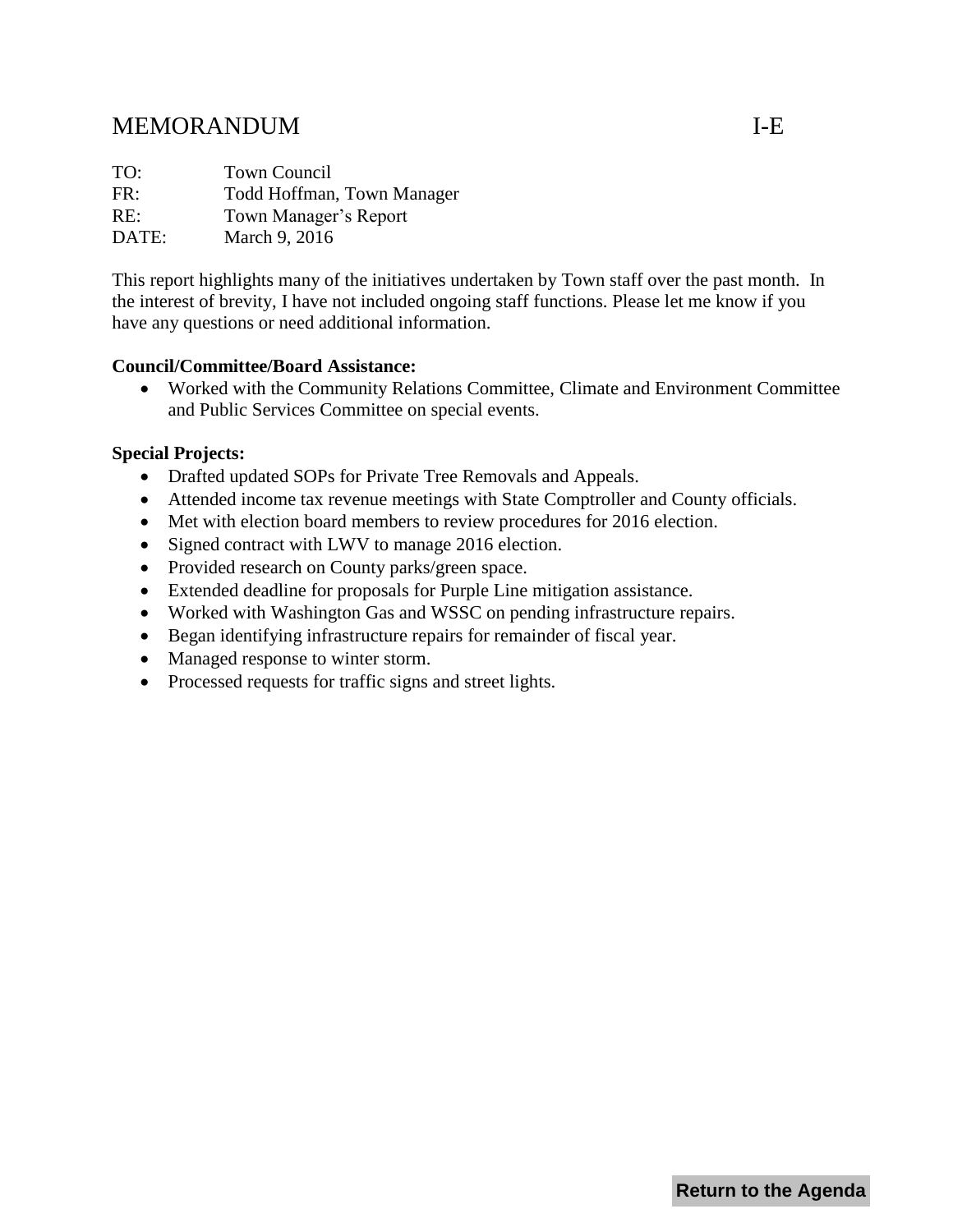# MEMORANDUM I-E

TO: Town Council
FR: Todd Hoffman, Town Manager
RE: Town Manager's Report
DATE: March 9, 2016

This report highlights many of the initiatives undertaken by Town staff over the past month. In the interest of brevity, I have not included ongoing staff functions. Please let me know if you have any questions or need additional information.

**Council/Committee/Board Assistance:**

- Worked with the Community Relations Committee, Climate and Environment Committee and Public Services Committee on special events.

**Special Projects:**

- Drafted updated SOPs for Private Tree Removals and Appeals.
- Attended income tax revenue meetings with State Comptroller and County officials.
- Met with election board members to review procedures for 2016 election.
- Signed contract with LWV to manage 2016 election.
- Provided research on County parks/green space.
- Extended deadline for proposals for Purple Line mitigation assistance.
- Worked with Washington Gas and WSSC on pending infrastructure repairs.
- Began identifying infrastructure repairs for remainder of fiscal year.
- Managed response to winter storm.
- Processed requests for traffic signs and street lights.

Return to the Agenda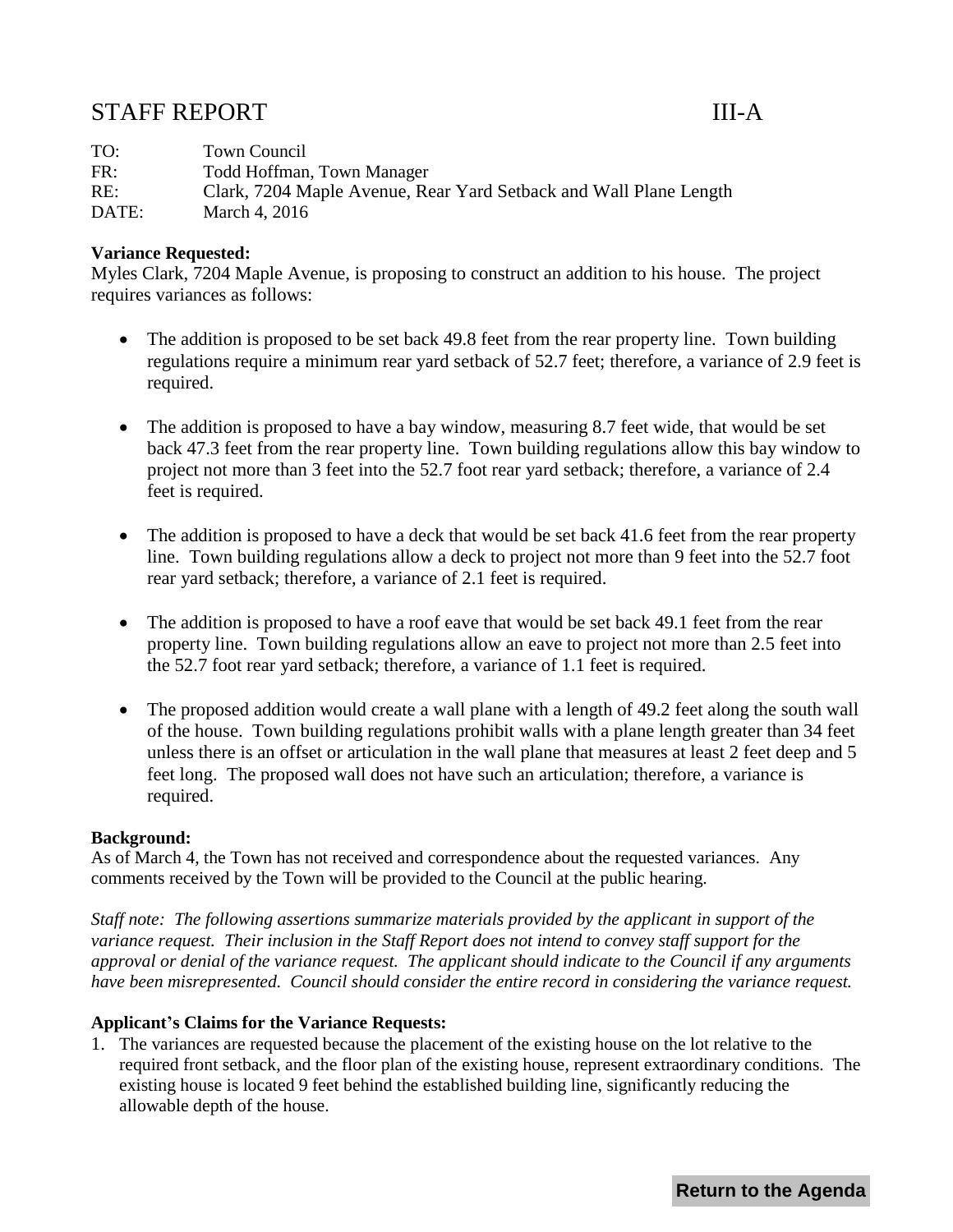# STAFF REPORT III-A

TO: Town Council
FR: Todd Hoffman, Town Manager
RE: Clark, 7204 Maple Avenue, Rear Yard Setback and Wall Plane Length
DATE: March 4, 2016

**Variance Requested:**
Myles Clark, 7204 Maple Avenue, is proposing to construct an addition to his house. The project requires variances as follows:

- The addition is proposed to be set back 49.8 feet from the rear property line. Town building regulations require a minimum rear yard setback of 52.7 feet; therefore, a variance of 2.9 feet is required.
- The addition is proposed to have a bay window, measuring 8.7 feet wide, that would be set back 47.3 feet from the rear property line. Town building regulations allow this bay window to project not more than 3 feet into the 52.7 foot rear yard setback; therefore, a variance of 2.4 feet is required.
- The addition is proposed to have a deck that would be set back 41.6 feet from the rear property line. Town building regulations allow a deck to project not more than 9 feet into the 52.7 foot rear yard setback; therefore, a variance of 2.1 feet is required.
- The addition is proposed to have a roof eave that would be set back 49.1 feet from the rear property line. Town building regulations allow an eave to project not more than 2.5 feet into the 52.7 foot rear yard setback; therefore, a variance of 1.1 feet is required.
- The proposed addition would create a wall plane with a length of 49.2 feet along the south wall of the house. Town building regulations prohibit walls with a plane length greater than 34 feet unless there is an offset or articulation in the wall plane that measures at least 2 feet deep and 5 feet long. The proposed wall does not have such an articulation; therefore, a variance is required.

**Background:**
As of March 4, the Town has not received and correspondence about the requested variances. Any comments received by the Town will be provided to the Council at the public hearing.

*Staff note: The following assertions summarize materials provided by the applicant in support of the variance request. Their inclusion in the Staff Report does not intend to convey staff support for the approval or denial of the variance request. The applicant should indicate to the Council if any arguments have been misrepresented. Council should consider the entire record in considering the variance request.*

**Applicant's Claims for the Variance Requests:**

1. The variances are requested because the placement of the existing house on the lot relative to the required front setback, and the floor plan of the existing house, represent extraordinary conditions. The existing house is located 9 feet behind the established building line, significantly reducing the allowable depth of the house.

**Return to the Agenda**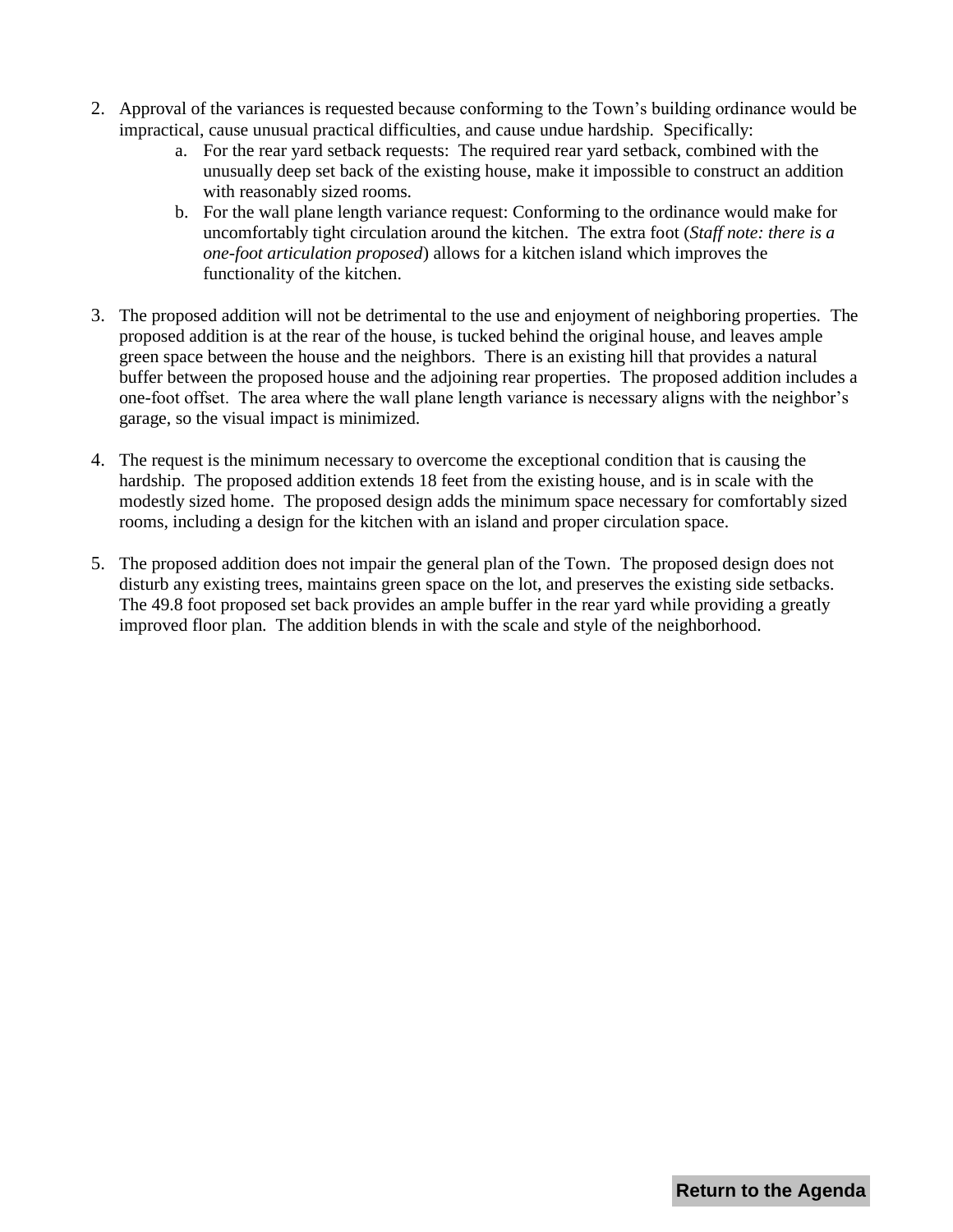2. Approval of the variances is requested because conforming to the Town's building ordinance would be impractical, cause unusual practical difficulties, and cause undue hardship. Specifically:
    a. For the rear yard setback requests: The required rear yard setback, combined with the unusually deep set back of the existing house, make it impossible to construct an addition with reasonably sized rooms.
    b. For the wall plane length variance request: Conforming to the ordinance would make for uncomfortably tight circulation around the kitchen. The extra foot (*Staff note: there is a one-foot articulation proposed*) allows for a kitchen island which improves the functionality of the kitchen.

3. The proposed addition will not be detrimental to the use and enjoyment of neighboring properties. The proposed addition is at the rear of the house, is tucked behind the original house, and leaves ample green space between the house and the neighbors. There is an existing hill that provides a natural buffer between the proposed house and the adjoining rear properties. The proposed addition includes a one-foot offset. The area where the wall plane length variance is necessary aligns with the neighbor's garage, so the visual impact is minimized.

4. The request is the minimum necessary to overcome the exceptional condition that is causing the hardship. The proposed addition extends 18 feet from the existing house, and is in scale with the modestly sized home. The proposed design adds the minimum space necessary for comfortably sized rooms, including a design for the kitchen with an island and proper circulation space.

5. The proposed addition does not impair the general plan of the Town. The proposed design does not disturb any existing trees, maintains green space on the lot, and preserves the existing side setbacks. The 49.8 foot proposed set back provides an ample buffer in the rear yard while providing a greatly improved floor plan. The addition blends in with the scale and style of the neighborhood.

**Return to the Agenda**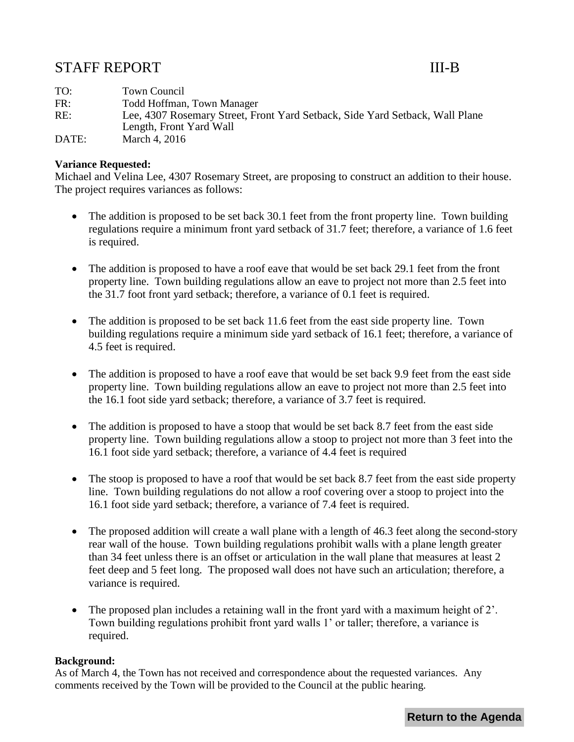# STAFF REPORT III-B

TO: Town Council
FR: Todd Hoffman, Town Manager
RE: Lee, 4307 Rosemary Street, Front Yard Setback, Side Yard Setback, Wall Plane Length, Front Yard Wall
DATE: March 4, 2016

**Variance Requested:**
Michael and Velina Lee, 4307 Rosemary Street, are proposing to construct an addition to their house. The project requires variances as follows:

- The addition is proposed to be set back 30.1 feet from the front property line. Town building regulations require a minimum front yard setback of 31.7 feet; therefore, a variance of 1.6 feet is required.

- The addition is proposed to have a roof eave that would be set back 29.1 feet from the front property line. Town building regulations allow an eave to project not more than 2.5 feet into the 31.7 foot front yard setback; therefore, a variance of 0.1 feet is required.

- The addition is proposed to be set back 11.6 feet from the east side property line. Town building regulations require a minimum side yard setback of 16.1 feet; therefore, a variance of 4.5 feet is required.

- The addition is proposed to have a roof eave that would be set back 9.9 feet from the east side property line. Town building regulations allow an eave to project not more than 2.5 feet into the 16.1 foot side yard setback; therefore, a variance of 3.7 feet is required.

- The addition is proposed to have a stoop that would be set back 8.7 feet from the east side property line. Town building regulations allow a stoop to project not more than 3 feet into the 16.1 foot side yard setback; therefore, a variance of 4.4 feet is required

- The stoop is proposed to have a roof that would be set back 8.7 feet from the east side property line. Town building regulations do not allow a roof covering over a stoop to project into the 16.1 foot side yard setback; therefore, a variance of 7.4 feet is required.

- The proposed addition will create a wall plane with a length of 46.3 feet along the second-story rear wall of the house. Town building regulations prohibit walls with a plane length greater than 34 feet unless there is an offset or articulation in the wall plane that measures at least 2 feet deep and 5 feet long. The proposed wall does not have such an articulation; therefore, a variance is required.

- The proposed plan includes a retaining wall in the front yard with a maximum height of 2'. Town building regulations prohibit front yard walls 1' or taller; therefore, a variance is required.

**Background:**
As of March 4, the Town has not received and correspondence about the requested variances. Any comments received by the Town will be provided to the Council at the public hearing.

Return to the Agenda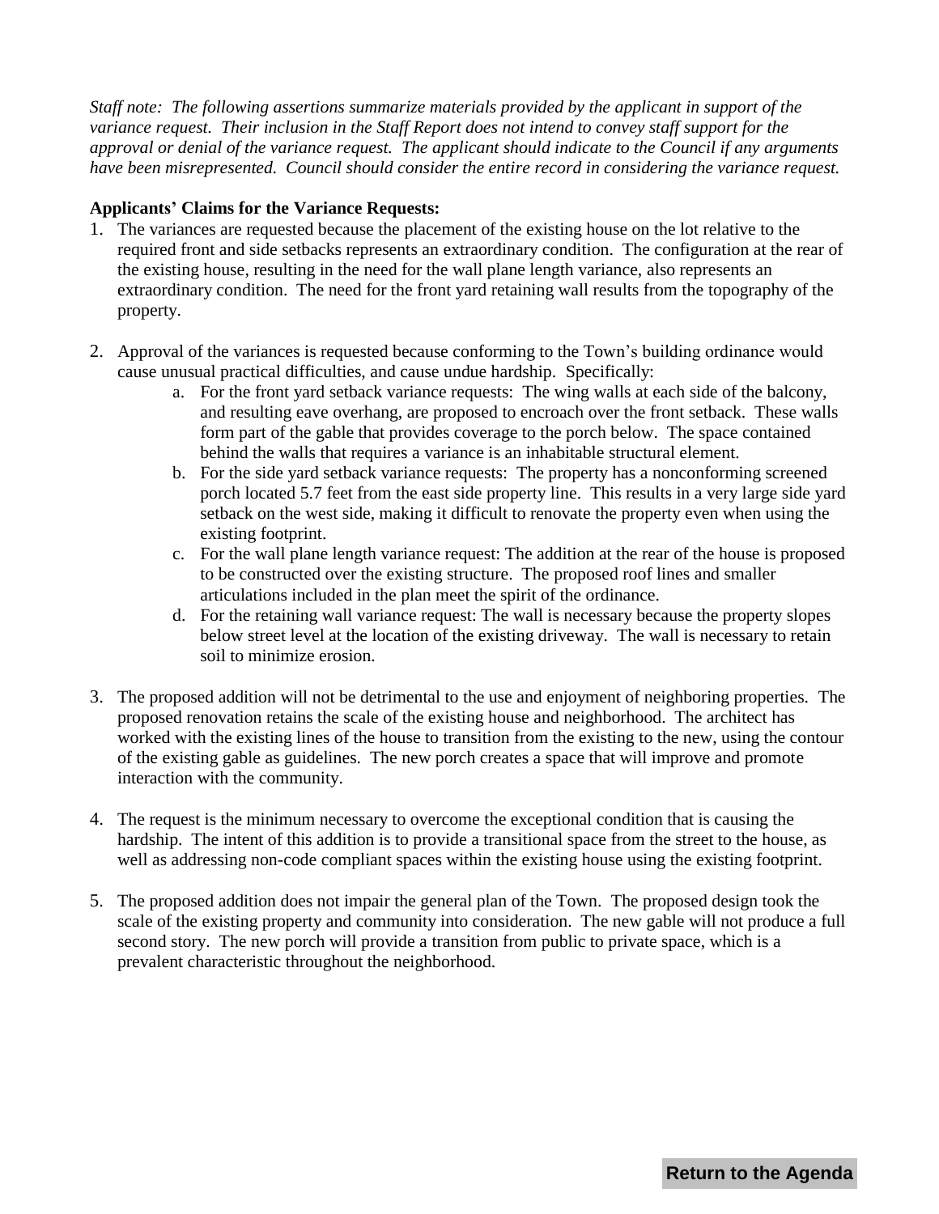*Staff note: The following assertions summarize materials provided by the applicant in support of the variance request. Their inclusion in the Staff Report does not intend to convey staff support for the approval or denial of the variance request. The applicant should indicate to the Council if any arguments have been misrepresented. Council should consider the entire record in considering the variance request.*

**Applicants' Claims for the Variance Requests:**

1. The variances are requested because the placement of the existing house on the lot relative to the required front and side setbacks represents an extraordinary condition. The configuration at the rear of the existing house, resulting in the need for the wall plane length variance, also represents an extraordinary condition. The need for the front yard retaining wall results from the topography of the property.

2. Approval of the variances is requested because conforming to the Town's building ordinance would cause unusual practical difficulties, and cause undue hardship. Specifically:
   a. For the front yard setback variance requests: The wing walls at each side of the balcony, and resulting eave overhang, are proposed to encroach over the front setback. These walls form part of the gable that provides coverage to the porch below. The space contained behind the walls that requires a variance is an inhabitable structural element.
   b. For the side yard setback variance requests: The property has a nonconforming screened porch located 5.7 feet from the east side property line. This results in a very large side yard setback on the west side, making it difficult to renovate the property even when using the existing footprint.
   c. For the wall plane length variance request: The addition at the rear of the house is proposed to be constructed over the existing structure. The proposed roof lines and smaller articulations included in the plan meet the spirit of the ordinance.
   d. For the retaining wall variance request: The wall is necessary because the property slopes below street level at the location of the existing driveway. The wall is necessary to retain soil to minimize erosion.

3. The proposed addition will not be detrimental to the use and enjoyment of neighboring properties. The proposed renovation retains the scale of the existing house and neighborhood. The architect has worked with the existing lines of the house to transition from the existing to the new, using the contour of the existing gable as guidelines. The new porch creates a space that will improve and promote interaction with the community.

4. The request is the minimum necessary to overcome the exceptional condition that is causing the hardship. The intent of this addition is to provide a transitional space from the street to the house, as well as addressing non-code compliant spaces within the existing house using the existing footprint.

5. The proposed addition does not impair the general plan of the Town. The proposed design took the scale of the existing property and community into consideration. The new gable will not produce a full second story. The new porch will provide a transition from public to private space, which is a prevalent characteristic throughout the neighborhood.

Return to the Agenda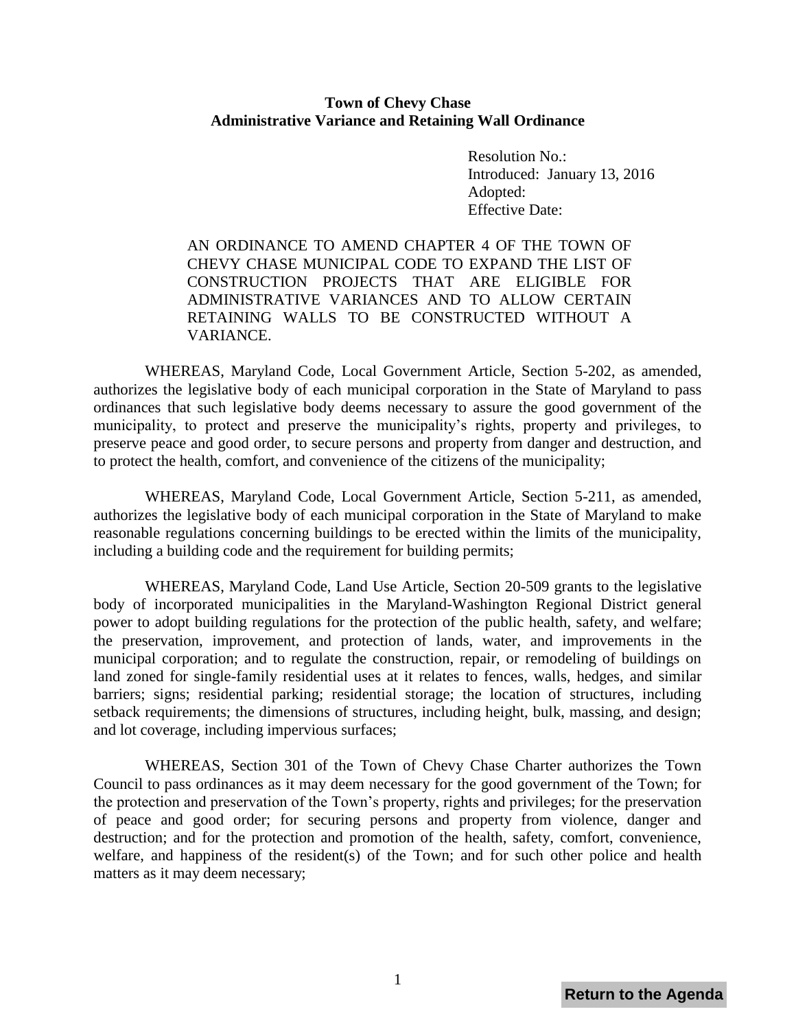**Town of Chevy Chase**
**Administrative Variance and Retaining Wall Ordinance**

Resolution No.:
Introduced: January 13, 2016
Adopted:
Effective Date:

AN ORDINANCE TO AMEND CHAPTER 4 OF THE TOWN OF CHEVY CHASE MUNICIPAL CODE TO EXPAND THE LIST OF CONSTRUCTION PROJECTS THAT ARE ELIGIBLE FOR ADMINISTRATIVE VARIANCES AND TO ALLOW CERTAIN RETAINING WALLS TO BE CONSTRUCTED WITHOUT A VARIANCE.

WHEREAS, Maryland Code, Local Government Article, Section 5-202, as amended, authorizes the legislative body of each municipal corporation in the State of Maryland to pass ordinances that such legislative body deems necessary to assure the good government of the municipality, to protect and preserve the municipality's rights, property and privileges, to preserve peace and good order, to secure persons and property from danger and destruction, and to protect the health, comfort, and convenience of the citizens of the municipality;

WHEREAS, Maryland Code, Local Government Article, Section 5-211, as amended, authorizes the legislative body of each municipal corporation in the State of Maryland to make reasonable regulations concerning buildings to be erected within the limits of the municipality, including a building code and the requirement for building permits;

WHEREAS, Maryland Code, Land Use Article, Section 20-509 grants to the legislative body of incorporated municipalities in the Maryland-Washington Regional District general power to adopt building regulations for the protection of the public health, safety, and welfare; the preservation, improvement, and protection of lands, water, and improvements in the municipal corporation; and to regulate the construction, repair, or remodeling of buildings on land zoned for single-family residential uses at it relates to fences, walls, hedges, and similar barriers; signs; residential parking; residential storage; the location of structures, including setback requirements; the dimensions of structures, including height, bulk, massing, and design; and lot coverage, including impervious surfaces;

WHEREAS, Section 301 of the Town of Chevy Chase Charter authorizes the Town Council to pass ordinances as it may deem necessary for the good government of the Town; for the protection and preservation of the Town's property, rights and privileges; for the preservation of peace and good order; for securing persons and property from violence, danger and destruction; and for the protection and promotion of the health, safety, comfort, convenience, welfare, and happiness of the resident(s) of the Town; and for such other police and health matters as it may deem necessary;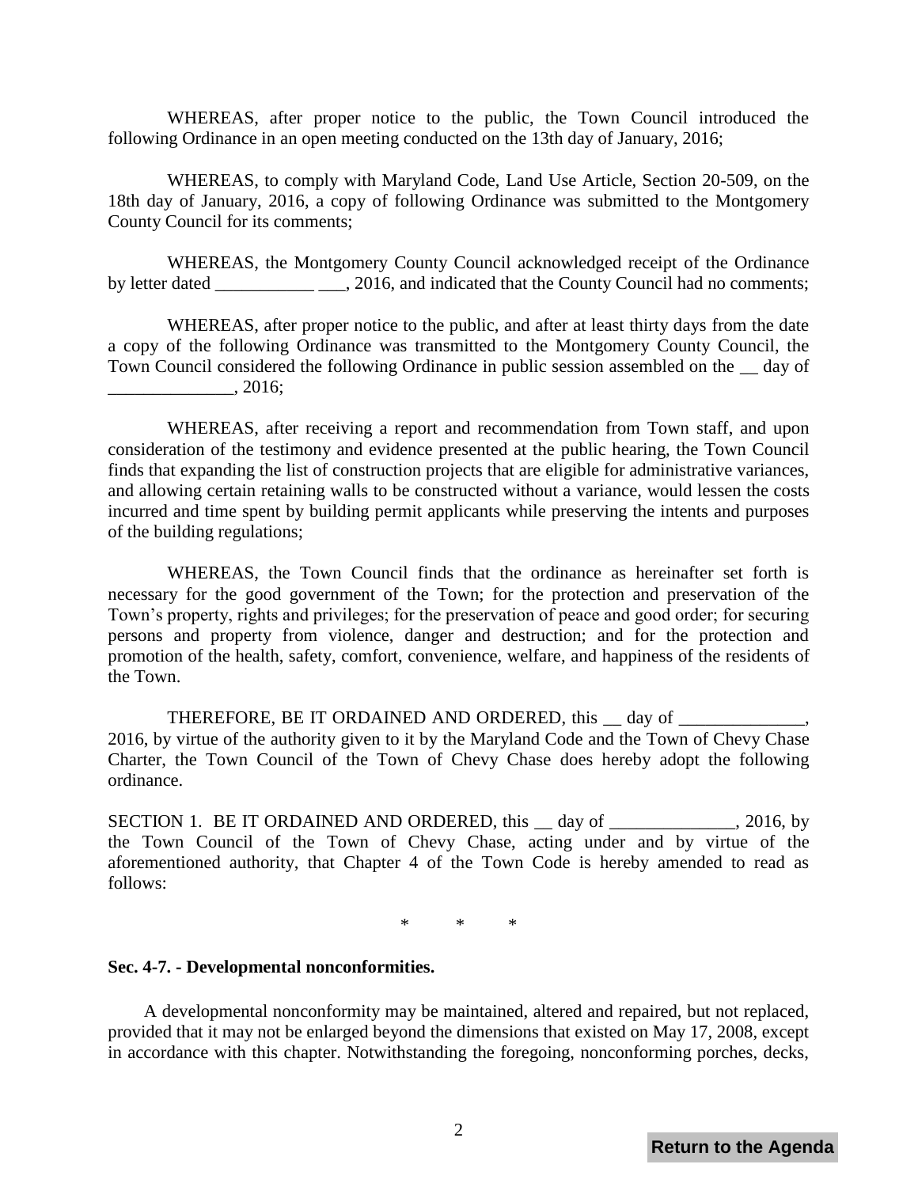WHEREAS, after proper notice to the public, the Town Council introduced the following Ordinance in an open meeting conducted on the 13th day of January, 2016;

WHEREAS, to comply with Maryland Code, Land Use Article, Section 20-509, on the 18th day of January, 2016, a copy of following Ordinance was submitted to the Montgomery County Council for its comments;

WHEREAS, the Montgomery County Council acknowledged receipt of the Ordinance by letter dated ___________ ___, 2016, and indicated that the County Council had no comments;

WHEREAS, after proper notice to the public, and after at least thirty days from the date a copy of the following Ordinance was transmitted to the Montgomery County Council, the Town Council considered the following Ordinance in public session assembled on the __ day of ______________, 2016;

WHEREAS, after receiving a report and recommendation from Town staff, and upon consideration of the testimony and evidence presented at the public hearing, the Town Council finds that expanding the list of construction projects that are eligible for administrative variances, and allowing certain retaining walls to be constructed without a variance, would lessen the costs incurred and time spent by building permit applicants while preserving the intents and purposes of the building regulations;

WHEREAS, the Town Council finds that the ordinance as hereinafter set forth is necessary for the good government of the Town; for the protection and preservation of the Town's property, rights and privileges; for the preservation of peace and good order; for securing persons and property from violence, danger and destruction; and for the protection and promotion of the health, safety, comfort, convenience, welfare, and happiness of the residents of the Town.

THEREFORE, BE IT ORDAINED AND ORDERED, this __ day of ______________, 2016, by virtue of the authority given to it by the Maryland Code and the Town of Chevy Chase Charter, the Town Council of the Town of Chevy Chase does hereby adopt the following ordinance.

SECTION 1. BE IT ORDAINED AND ORDERED, this __ day of ______________, 2016, by the Town Council of the Town of Chevy Chase, acting under and by virtue of the aforementioned authority, that Chapter 4 of the Town Code is hereby amended to read as follows:

\* \* \*

**Sec. 4-7. - Developmental nonconformities.**

A developmental nonconformity may be maintained, altered and repaired, but not replaced, provided that it may not be enlarged beyond the dimensions that existed on May 17, 2008, except in accordance with this chapter. Notwithstanding the foregoing, nonconforming porches, decks,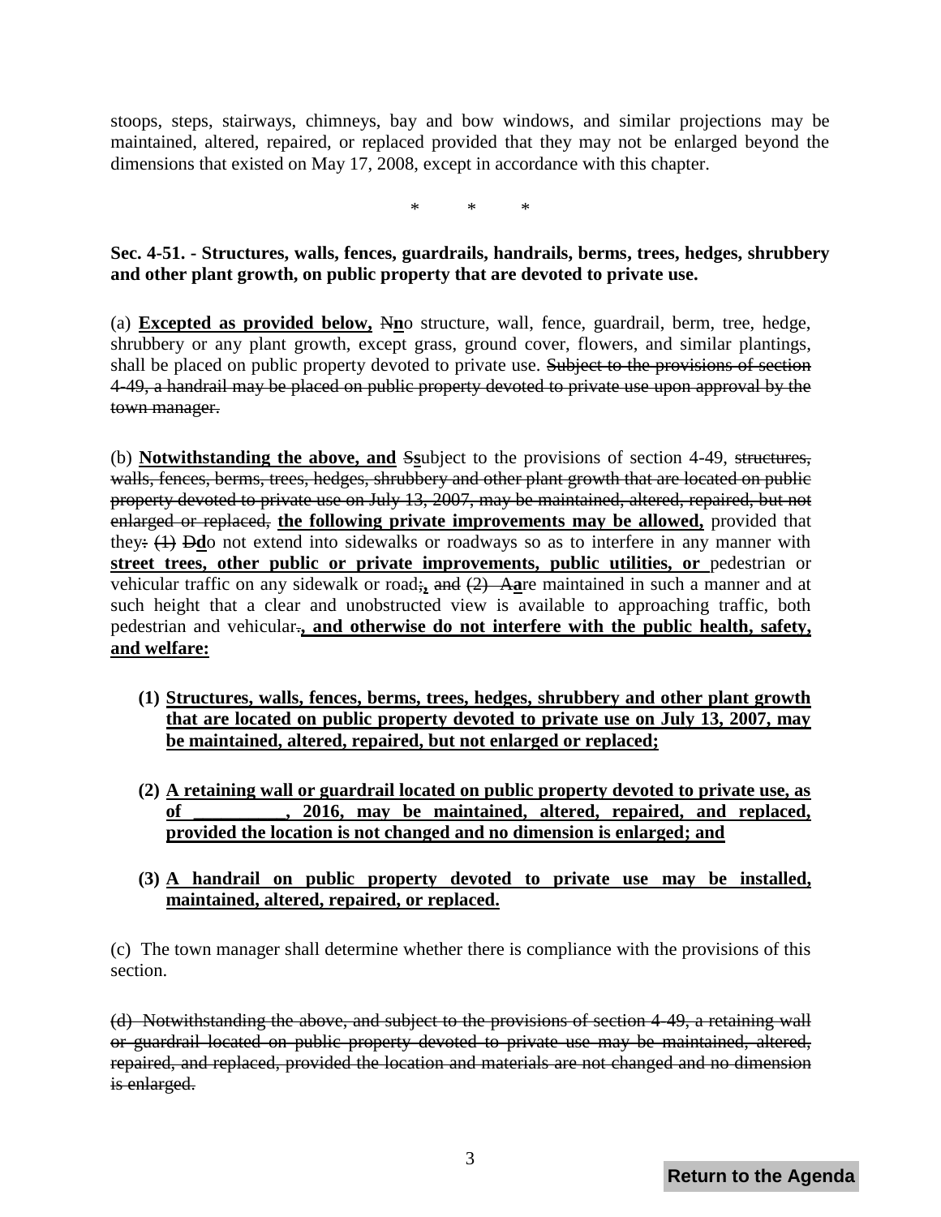stoops, steps, stairways, chimneys, bay and bow windows, and similar projections may be maintained, altered, repaired, or replaced provided that they may not be enlarged beyond the dimensions that existed on May 17, 2008, except in accordance with this chapter.

\*        \*        \*

**Sec. 4-51. - Structures, walls, fences, guardrails, handrails, berms, trees, hedges, shrubbery and other plant growth, on public property that are devoted to private use.**

(a) <u>**Excepted as provided below,**</u> ~~N~~<u>**n**</u>o structure, wall, fence, guardrail, berm, tree, hedge, shrubbery or any plant growth, except grass, ground cover, flowers, and similar plantings, shall be placed on public property devoted to private use. ~~Subject to the provisions of section 4-49, a handrail may be placed on public property devoted to private use upon approval by the town manager.~~

(b) <u>**Notwithstanding the above, and**</u> ~~S~~<u>**s**</u>ubject to the provisions of section 4-49, ~~structures, walls, fences, berms, trees, hedges, shrubbery and other plant growth that are located on public property devoted to private use on July 13, 2007, may be maintained, altered, repaired, but not enlarged or replaced,~~ <u>**the following private improvements may be allowed,**</u> provided that they~~:~~ ~~(1)~~ ~~D~~<u>**d**</u>o not extend into sidewalks or roadways so as to interfere in any manner with <u>**street trees, other public or private improvements, public utilities, or**</u> pedestrian or vehicular traffic on any sidewalk or road~~;~~<u>**,**</u> ~~and~~ ~~(2)~~ ~~A~~<u>**a**</u>re maintained in such a manner and at such height that a clear and unobstructed view is available to approaching traffic, both pedestrian and vehicular~~.~~<u>**, and otherwise do not interfere with the public health, safety, and welfare:**</u>

**(1)** <u>**Structures, walls, fences, berms, trees, hedges, shrubbery and other plant growth that are located on public property devoted to private use on July 13, 2007, may be maintained, altered, repaired, but not enlarged or replaced;**</u>

**(2)** <u>**A retaining wall or guardrail located on public property devoted to private use, as of __________, 2016, may be maintained, altered, repaired, and replaced, provided the location is not changed and no dimension is enlarged; and**</u>

**(3)** <u>**A handrail on public property devoted to private use may be installed, maintained, altered, repaired, or replaced.**</u>

(c) The town manager shall determine whether there is compliance with the provisions of this section.

~~(d) Notwithstanding the above, and subject to the provisions of section 4-49, a retaining wall or guardrail located on public property devoted to private use may be maintained, altered, repaired, and replaced, provided the location and materials are not changed and no dimension is enlarged.~~

Return to the Agenda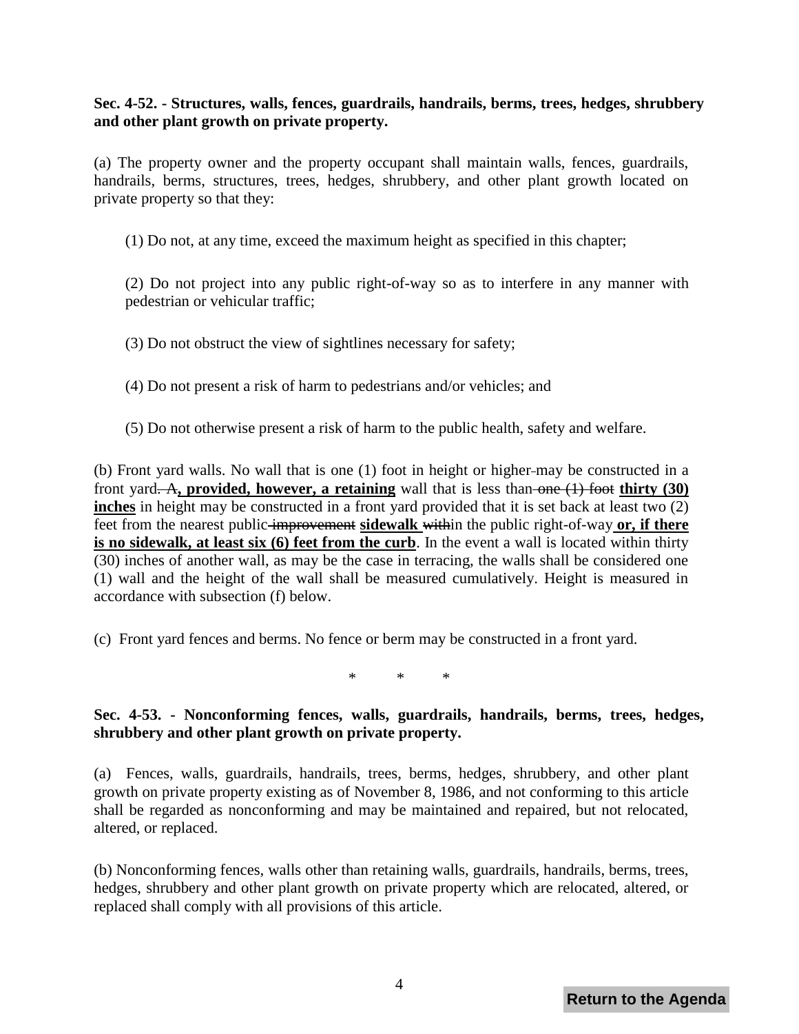**Sec. 4-52. - Structures, walls, fences, guardrails, handrails, berms, trees, hedges, shrubbery and other plant growth on private property.**

(a) The property owner and the property occupant shall maintain walls, fences, guardrails, handrails, berms, structures, trees, hedges, shrubbery, and other plant growth located on private property so that they:

(1) Do not, at any time, exceed the maximum height as specified in this chapter;

(2) Do not project into any public right-of-way so as to interfere in any manner with pedestrian or vehicular traffic;

(3) Do not obstruct the view of sightlines necessary for safety;

(4) Do not present a risk of harm to pedestrians and/or vehicles; and

(5) Do not otherwise present a risk of harm to the public health, safety and welfare.

(b) Front yard walls. No wall that is one (1) foot in height or higher~~-~~may be constructed in a front yard~~. A~~**, provided, however, a retaining** wall that is less than~~ one (1) foot~~ **thirty (30) inches** in height may be constructed in a front yard provided that it is set back at least two (2) feet from the nearest public~~ improvement~~ **sidewalk** ~~with~~in the public right-of-way **or, if there is no sidewalk, at least six (6) feet from the curb**. In the event a wall is located within thirty (30) inches of another wall, as may be the case in terracing, the walls shall be considered one (1) wall and the height of the wall shall be measured cumulatively. Height is measured in accordance with subsection (f) below.

(c) Front yard fences and berms. No fence or berm may be constructed in a front yard.

\* \* \*

**Sec. 4-53. - Nonconforming fences, walls, guardrails, handrails, berms, trees, hedges, shrubbery and other plant growth on private property.**

(a) Fences, walls, guardrails, handrails, trees, berms, hedges, shrubbery, and other plant growth on private property existing as of November 8, 1986, and not conforming to this article shall be regarded as nonconforming and may be maintained and repaired, but not relocated, altered, or replaced.

(b) Nonconforming fences, walls other than retaining walls, guardrails, handrails, berms, trees, hedges, shrubbery and other plant growth on private property which are relocated, altered, or replaced shall comply with all provisions of this article.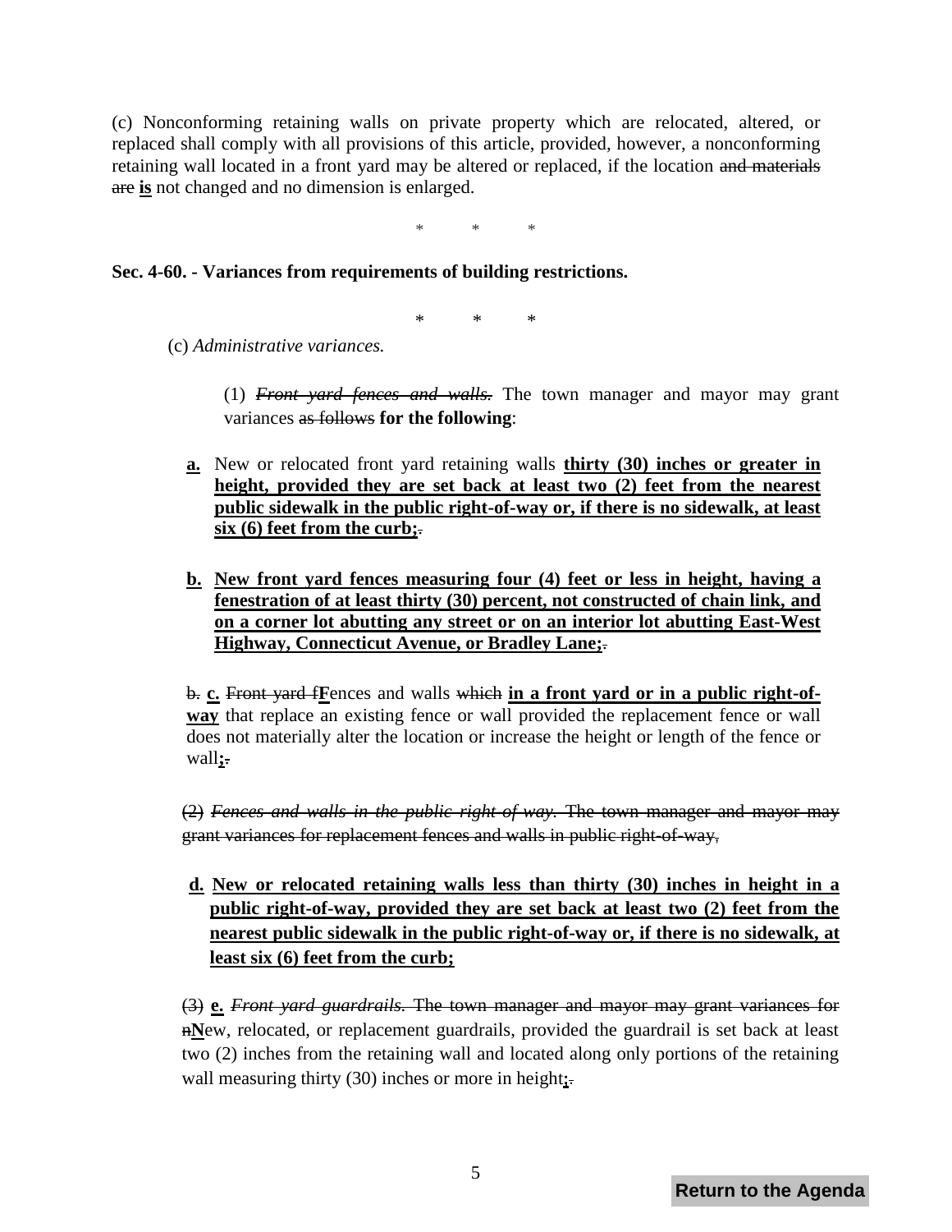(c) Nonconforming retaining walls on private property which are relocated, altered, or replaced shall comply with all provisions of this article, provided, however, a nonconforming retaining wall located in a front yard may be altered or replaced, if the location ~~and materials are~~ **is** not changed and no dimension is enlarged.

\* \* \*

**Sec. 4-60. - Variances from requirements of building restrictions.**

\* \* \*

(c) *Administrative variances.*

(1) ~~*Front yard fences and walls.*~~ The town manager and mayor may grant variances ~~as follows~~ **for the following**:

**a.** New or relocated front yard retaining walls **thirty (30) inches or greater in height, provided they are set back at least two (2) feet from the nearest public sidewalk in the public right-of-way or, if there is no sidewalk, at least six (6) feet from the curb;**~~.~~

**b. New front yard fences measuring four (4) feet or less in height, having a fenestration of at least thirty (30) percent, not constructed of chain link, and on a corner lot abutting any street or on an interior lot abutting East-West Highway, Connecticut Avenue, or Bradley Lane;**~~.~~

~~b.~~ **c.** ~~Front yard f~~**F**ences and walls ~~which~~ **in a front yard or in a public right-of-way** that replace an existing fence or wall provided the replacement fence or wall does not materially alter the location or increase the height or length of the fence or wall**;**~~.~~

~~(2) *Fences and walls in the public right-of-way.* The town manager and mayor may grant variances for replacement fences and walls in public right-of-way.~~

**d. New or relocated retaining walls less than thirty (30) inches in height in a public right-of-way, provided they are set back at least two (2) feet from the nearest public sidewalk in the public right-of-way or, if there is no sidewalk, at least six (6) feet from the curb;**

~~(3)~~ **e.** ~~*Front yard guardrails.* The town manager and mayor may grant variances for n~~**N**ew, relocated, or replacement guardrails, provided the guardrail is set back at least two (2) inches from the retaining wall and located along only portions of the retaining wall measuring thirty (30) inches or more in height**;**~~.~~

Return to the Agenda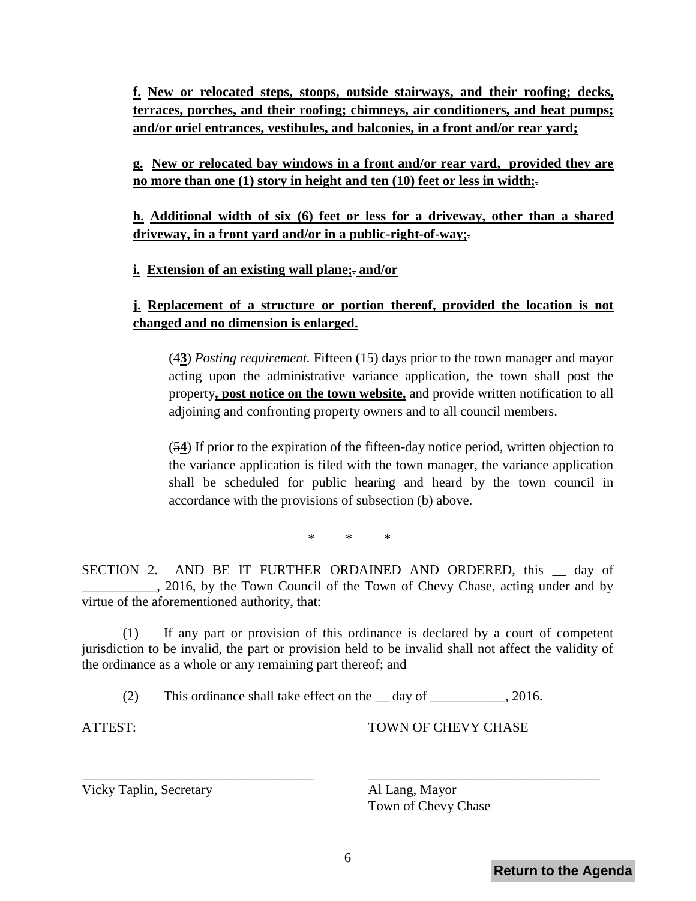**f. New or relocated steps, stoops, outside stairways, and their roofing; decks, terraces, porches, and their roofing; chimneys, air conditioners, and heat pumps; and/or oriel entrances, vestibules, and balconies, in a front and/or rear yard;**

**g. New or relocated bay windows in a front and/or rear yard, provided they are no more than one (1) story in height and ten (10) feet or less in width;**~~.~~

**h. Additional width of six (6) feet or less for a driveway, other than a shared driveway, in a front yard and/or in a public-right-of-way;**~~.~~

**i. Extension of an existing wall plane;**~~.~~ **and/or**

**j. Replacement of a structure or portion thereof, provided the location is not changed and no dimension is enlarged.**

(4**3**) *Posting requirement.* Fifteen (15) days prior to the town manager and mayor acting upon the administrative variance application, the town shall post the property**, post notice on the town website,** and provide written notification to all adjoining and confronting property owners and to all council members.

(~~5~~**4**) If prior to the expiration of the fifteen-day notice period, written objection to the variance application is filed with the town manager, the variance application shall be scheduled for public hearing and heard by the town council in accordance with the provisions of subsection (b) above.

\* \* \*

SECTION 2. AND BE IT FURTHER ORDAINED AND ORDERED, this __ day of ___________, 2016, by the Town Council of the Town of Chevy Chase, acting under and by virtue of the aforementioned authority, that:

(1) If any part or provision of this ordinance is declared by a court of competent jurisdiction to be invalid, the part or provision held to be invalid shall not affect the validity of the ordinance as a whole or any remaining part thereof; and

(2) This ordinance shall take effect on the __ day of ___________, 2016.

ATTEST: TOWN OF CHEVY CHASE

___________________________________ ___________________________________

Vicky Taplin, Secretary Al Lang, Mayor
Town of Chevy Chase

Return to the Agenda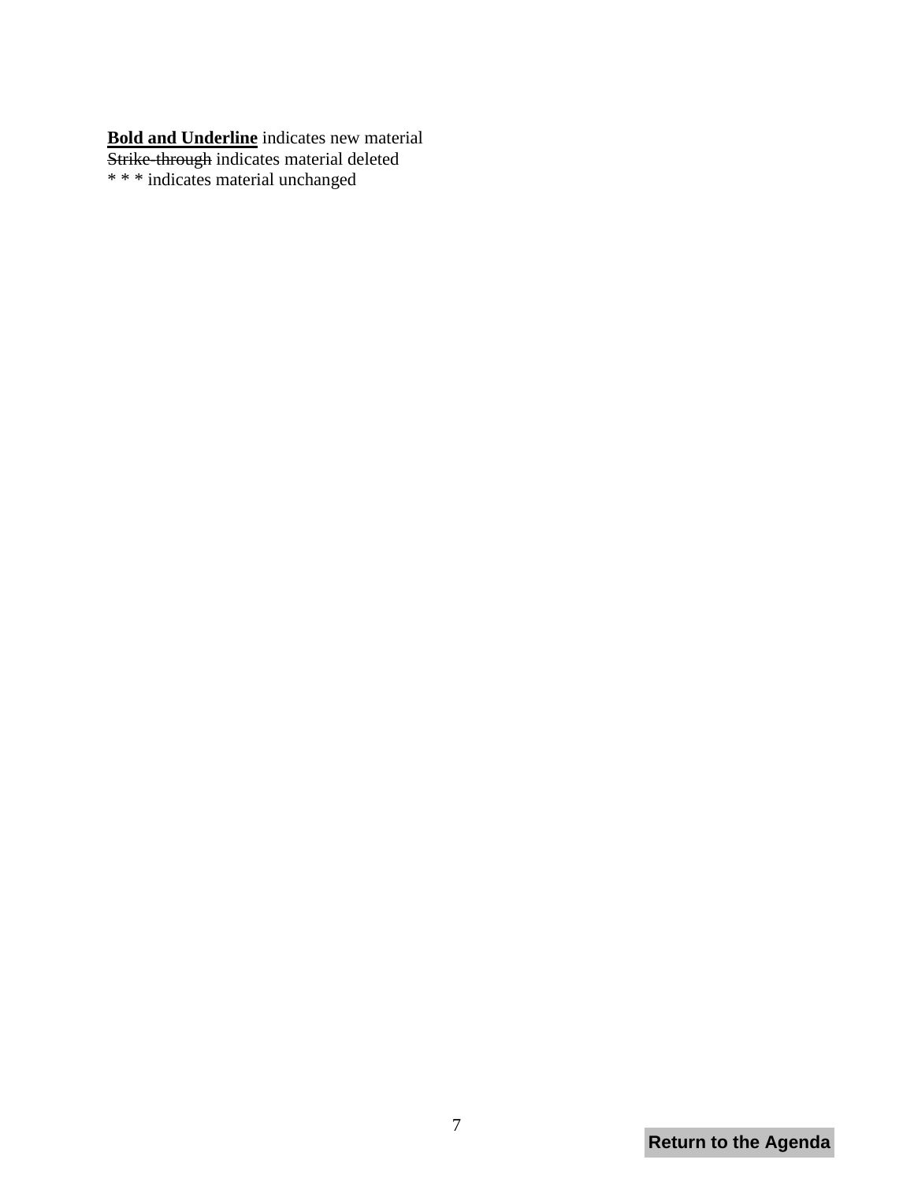<u>**Bold and Underline**</u> indicates new material
~~Strike-through~~ indicates material deleted
* * * indicates material unchanged

Return to the Agenda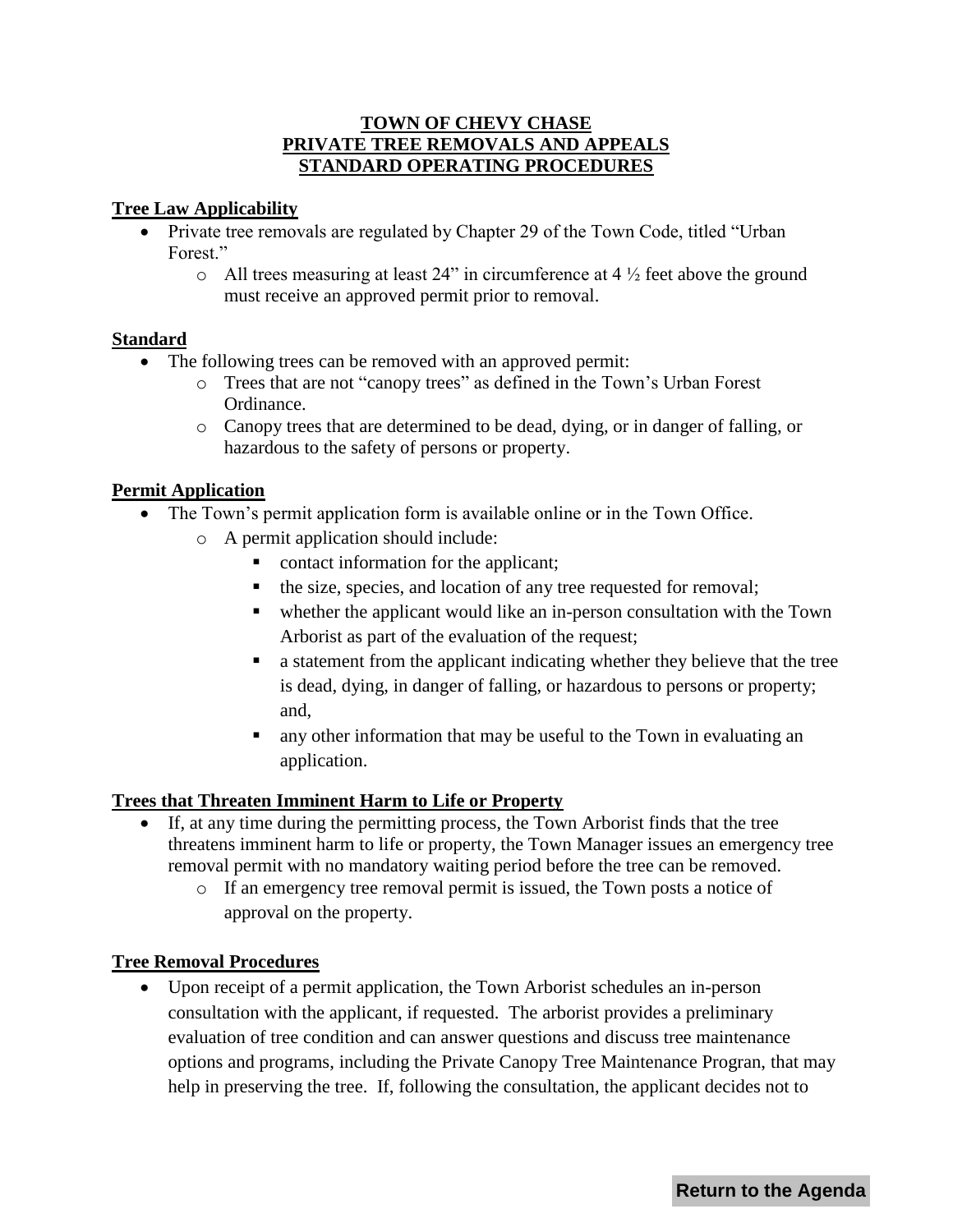# TOWN OF CHEVY CHASE
# PRIVATE TREE REMOVALS AND APPEALS
# STANDARD OPERATING PROCEDURES

## Tree Law Applicability

- Private tree removals are regulated by Chapter 29 of the Town Code, titled "Urban Forest."
  - All trees measuring at least 24" in circumference at 4 ½ feet above the ground must receive an approved permit prior to removal.

## Standard

- The following trees can be removed with an approved permit:
  - Trees that are not "canopy trees" as defined in the Town's Urban Forest Ordinance.
  - Canopy trees that are determined to be dead, dying, or in danger of falling, or hazardous to the safety of persons or property.

## Permit Application

- The Town's permit application form is available online or in the Town Office.
  - A permit application should include:
    - contact information for the applicant;
    - the size, species, and location of any tree requested for removal;
    - whether the applicant would like an in-person consultation with the Town Arborist as part of the evaluation of the request;
    - a statement from the applicant indicating whether they believe that the tree is dead, dying, in danger of falling, or hazardous to persons or property; and,
    - any other information that may be useful to the Town in evaluating an application.

## Trees that Threaten Imminent Harm to Life or Property

- If, at any time during the permitting process, the Town Arborist finds that the tree threatens imminent harm to life or property, the Town Manager issues an emergency tree removal permit with no mandatory waiting period before the tree can be removed.
  - If an emergency tree removal permit is issued, the Town posts a notice of approval on the property.

## Tree Removal Procedures

- Upon receipt of a permit application, the Town Arborist schedules an in-person consultation with the applicant, if requested. The arborist provides a preliminary evaluation of tree condition and can answer questions and discuss tree maintenance options and programs, including the Private Canopy Tree Maintenance Progran, that may help in preserving the tree. If, following the consultation, the applicant decides not to

Return to the Agenda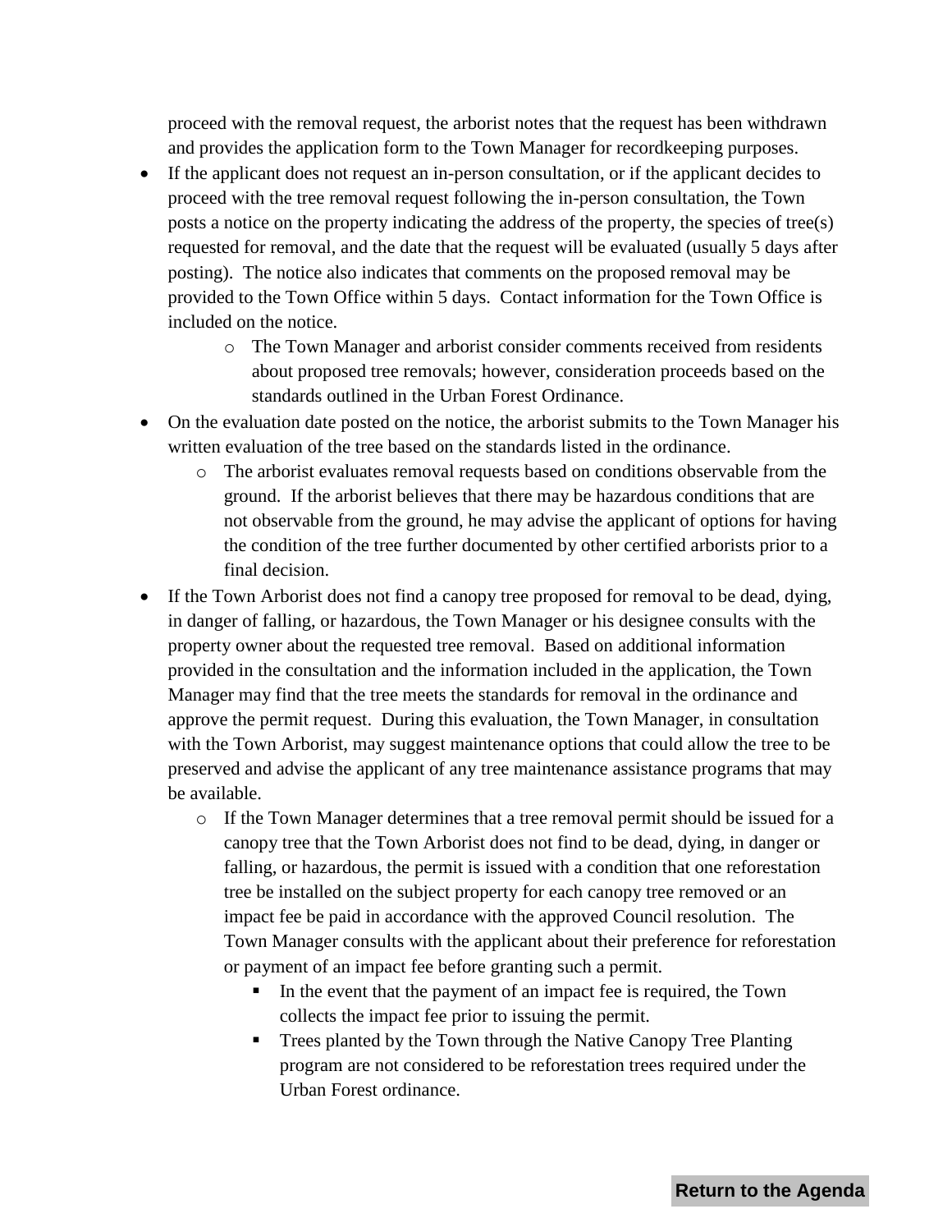proceed with the removal request, the arborist notes that the request has been withdrawn and provides the application form to the Town Manager for recordkeeping purposes.

- If the applicant does not request an in-person consultation, or if the applicant decides to proceed with the tree removal request following the in-person consultation, the Town posts a notice on the property indicating the address of the property, the species of tree(s) requested for removal, and the date that the request will be evaluated (usually 5 days after posting). The notice also indicates that comments on the proposed removal may be provided to the Town Office within 5 days. Contact information for the Town Office is included on the notice.
    - The Town Manager and arborist consider comments received from residents about proposed tree removals; however, consideration proceeds based on the standards outlined in the Urban Forest Ordinance.
- On the evaluation date posted on the notice, the arborist submits to the Town Manager his written evaluation of the tree based on the standards listed in the ordinance.
    - The arborist evaluates removal requests based on conditions observable from the ground. If the arborist believes that there may be hazardous conditions that are not observable from the ground, he may advise the applicant of options for having the condition of the tree further documented by other certified arborists prior to a final decision.
- If the Town Arborist does not find a canopy tree proposed for removal to be dead, dying, in danger of falling, or hazardous, the Town Manager or his designee consults with the property owner about the requested tree removal. Based on additional information provided in the consultation and the information included in the application, the Town Manager may find that the tree meets the standards for removal in the ordinance and approve the permit request. During this evaluation, the Town Manager, in consultation with the Town Arborist, may suggest maintenance options that could allow the tree to be preserved and advise the applicant of any tree maintenance assistance programs that may be available.
    - If the Town Manager determines that a tree removal permit should be issued for a canopy tree that the Town Arborist does not find to be dead, dying, in danger or falling, or hazardous, the permit is issued with a condition that one reforestation tree be installed on the subject property for each canopy tree removed or an impact fee be paid in accordance with the approved Council resolution. The Town Manager consults with the applicant about their preference for reforestation or payment of an impact fee before granting such a permit.
        - In the event that the payment of an impact fee is required, the Town collects the impact fee prior to issuing the permit.
        - Trees planted by the Town through the Native Canopy Tree Planting program are not considered to be reforestation trees required under the Urban Forest ordinance.

**Return to the Agenda**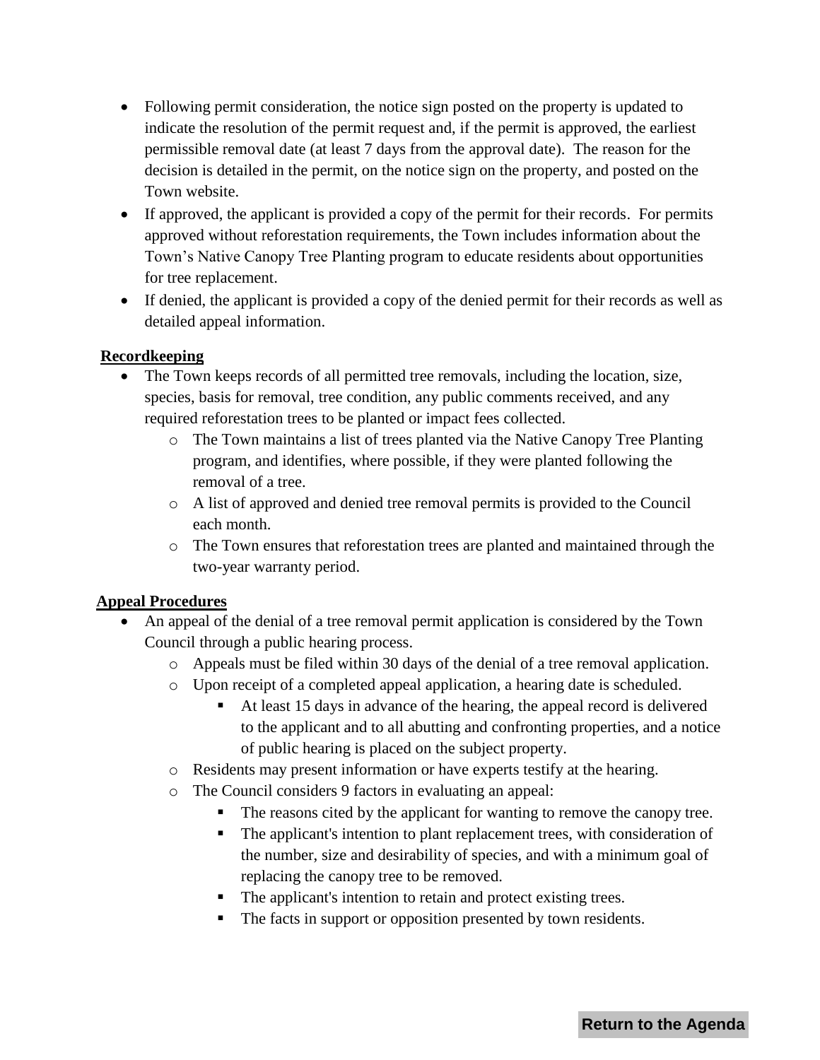- Following permit consideration, the notice sign posted on the property is updated to indicate the resolution of the permit request and, if the permit is approved, the earliest permissible removal date (at least 7 days from the approval date). The reason for the decision is detailed in the permit, on the notice sign on the property, and posted on the Town website.
- If approved, the applicant is provided a copy of the permit for their records. For permits approved without reforestation requirements, the Town includes information about the Town's Native Canopy Tree Planting program to educate residents about opportunities for tree replacement.
- If denied, the applicant is provided a copy of the denied permit for their records as well as detailed appeal information.

**Recordkeeping**

- The Town keeps records of all permitted tree removals, including the location, size, species, basis for removal, tree condition, any public comments received, and any required reforestation trees to be planted or impact fees collected.
    - The Town maintains a list of trees planted via the Native Canopy Tree Planting program, and identifies, where possible, if they were planted following the removal of a tree.
    - A list of approved and denied tree removal permits is provided to the Council each month.
    - The Town ensures that reforestation trees are planted and maintained through the two-year warranty period.

**Appeal Procedures**

- An appeal of the denial of a tree removal permit application is considered by the Town Council through a public hearing process.
    - Appeals must be filed within 30 days of the denial of a tree removal application.
    - Upon receipt of a completed appeal application, a hearing date is scheduled.
        - At least 15 days in advance of the hearing, the appeal record is delivered to the applicant and to all abutting and confronting properties, and a notice of public hearing is placed on the subject property.
    - Residents may present information or have experts testify at the hearing.
    - The Council considers 9 factors in evaluating an appeal:
        - The reasons cited by the applicant for wanting to remove the canopy tree.
        - The applicant's intention to plant replacement trees, with consideration of the number, size and desirability of species, and with a minimum goal of replacing the canopy tree to be removed.
        - The applicant's intention to retain and protect existing trees.
        - The facts in support or opposition presented by town residents.

Return to the Agenda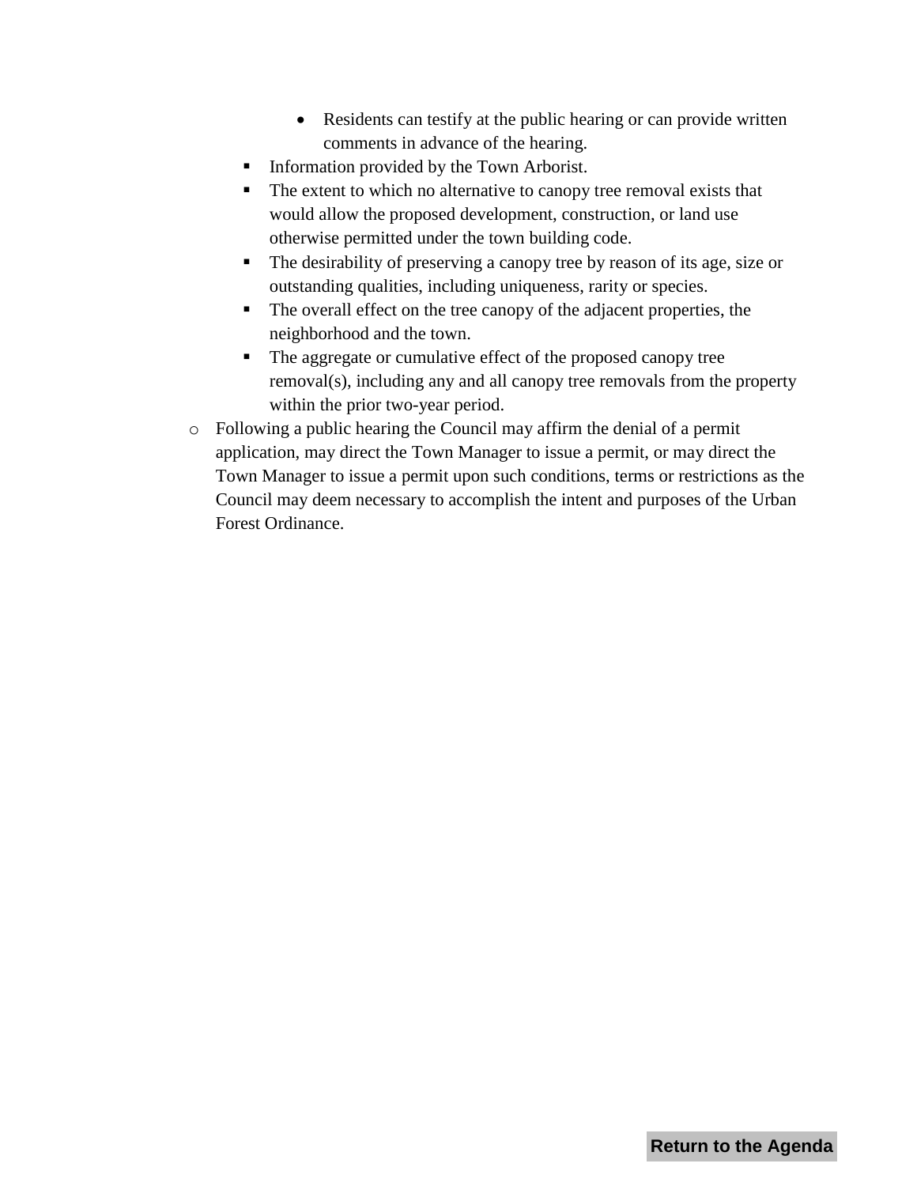- Residents can testify at the public hearing or can provide written comments in advance of the hearing.
    - Information provided by the Town Arborist.
    - The extent to which no alternative to canopy tree removal exists that would allow the proposed development, construction, or land use otherwise permitted under the town building code.
    - The desirability of preserving a canopy tree by reason of its age, size or outstanding qualities, including uniqueness, rarity or species.
    - The overall effect on the tree canopy of the adjacent properties, the neighborhood and the town.
    - The aggregate or cumulative effect of the proposed canopy tree removal(s), including any and all canopy tree removals from the property within the prior two-year period.
- Following a public hearing the Council may affirm the denial of a permit application, may direct the Town Manager to issue a permit, or may direct the Town Manager to issue a permit upon such conditions, terms or restrictions as the Council may deem necessary to accomplish the intent and purposes of the Urban Forest Ordinance.

**Return to the Agenda**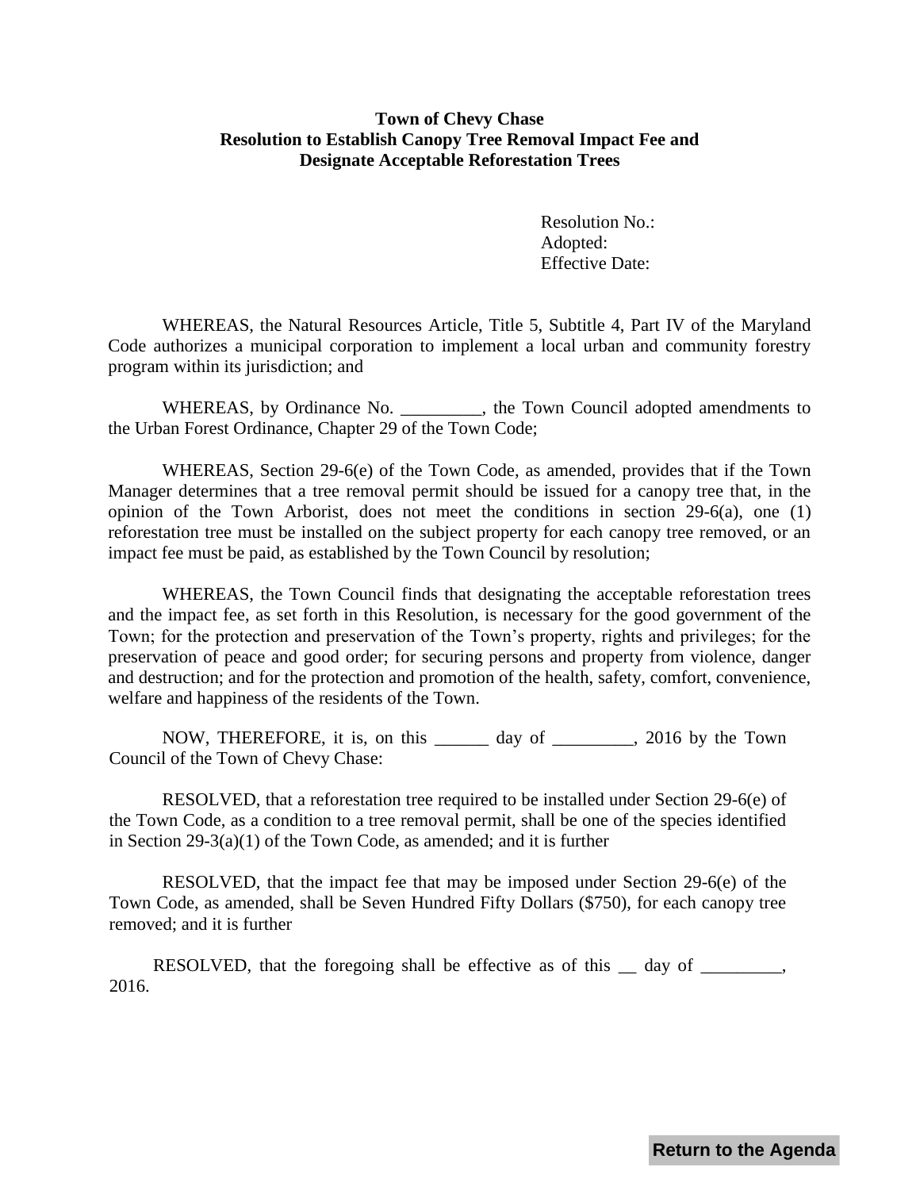**Town of Chevy Chase**
**Resolution to Establish Canopy Tree Removal Impact Fee and Designate Acceptable Reforestation Trees**

Resolution No.:
Adopted:
Effective Date:

WHEREAS, the Natural Resources Article, Title 5, Subtitle 4, Part IV of the Maryland Code authorizes a municipal corporation to implement a local urban and community forestry program within its jurisdiction; and

WHEREAS, by Ordinance No. _________, the Town Council adopted amendments to the Urban Forest Ordinance, Chapter 29 of the Town Code;

WHEREAS, Section 29-6(e) of the Town Code, as amended, provides that if the Town Manager determines that a tree removal permit should be issued for a canopy tree that, in the opinion of the Town Arborist, does not meet the conditions in section 29-6(a), one (1) reforestation tree must be installed on the subject property for each canopy tree removed, or an impact fee must be paid, as established by the Town Council by resolution;

WHEREAS, the Town Council finds that designating the acceptable reforestation trees and the impact fee, as set forth in this Resolution, is necessary for the good government of the Town; for the protection and preservation of the Town's property, rights and privileges; for the preservation of peace and good order; for securing persons and property from violence, danger and destruction; and for the protection and promotion of the health, safety, comfort, convenience, welfare and happiness of the residents of the Town.

NOW, THEREFORE, it is, on this ______ day of _________, 2016 by the Town Council of the Town of Chevy Chase:

RESOLVED, that a reforestation tree required to be installed under Section 29-6(e) of the Town Code, as a condition to a tree removal permit, shall be one of the species identified in Section 29-3(a)(1) of the Town Code, as amended; and it is further

RESOLVED, that the impact fee that may be imposed under Section 29-6(e) of the Town Code, as amended, shall be Seven Hundred Fifty Dollars ($750), for each canopy tree removed; and it is further

RESOLVED, that the foregoing shall be effective as of this __ day of _________, 2016.

Return to the Agenda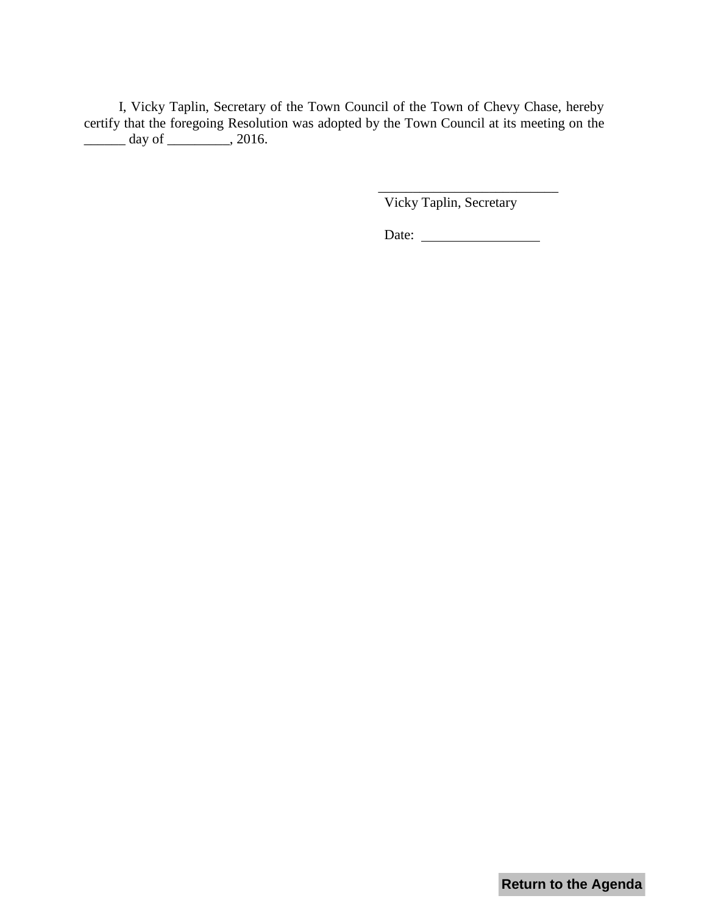I, Vicky Taplin, Secretary of the Town Council of the Town of Chevy Chase, hereby certify that the foregoing Resolution was adopted by the Town Council at its meeting on the ______ day of _________, 2016.

___________________________
Vicky Taplin, Secretary

Date: __________________

Return to the Agenda